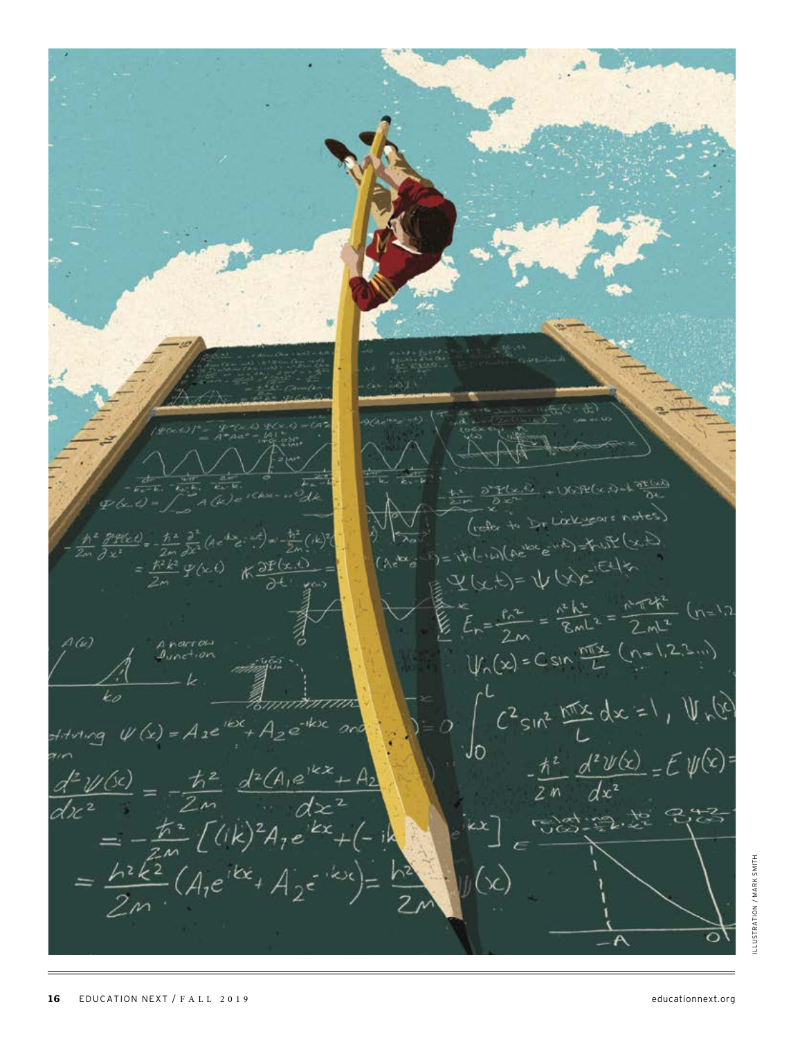ILLUSTRATION / MARK SMITH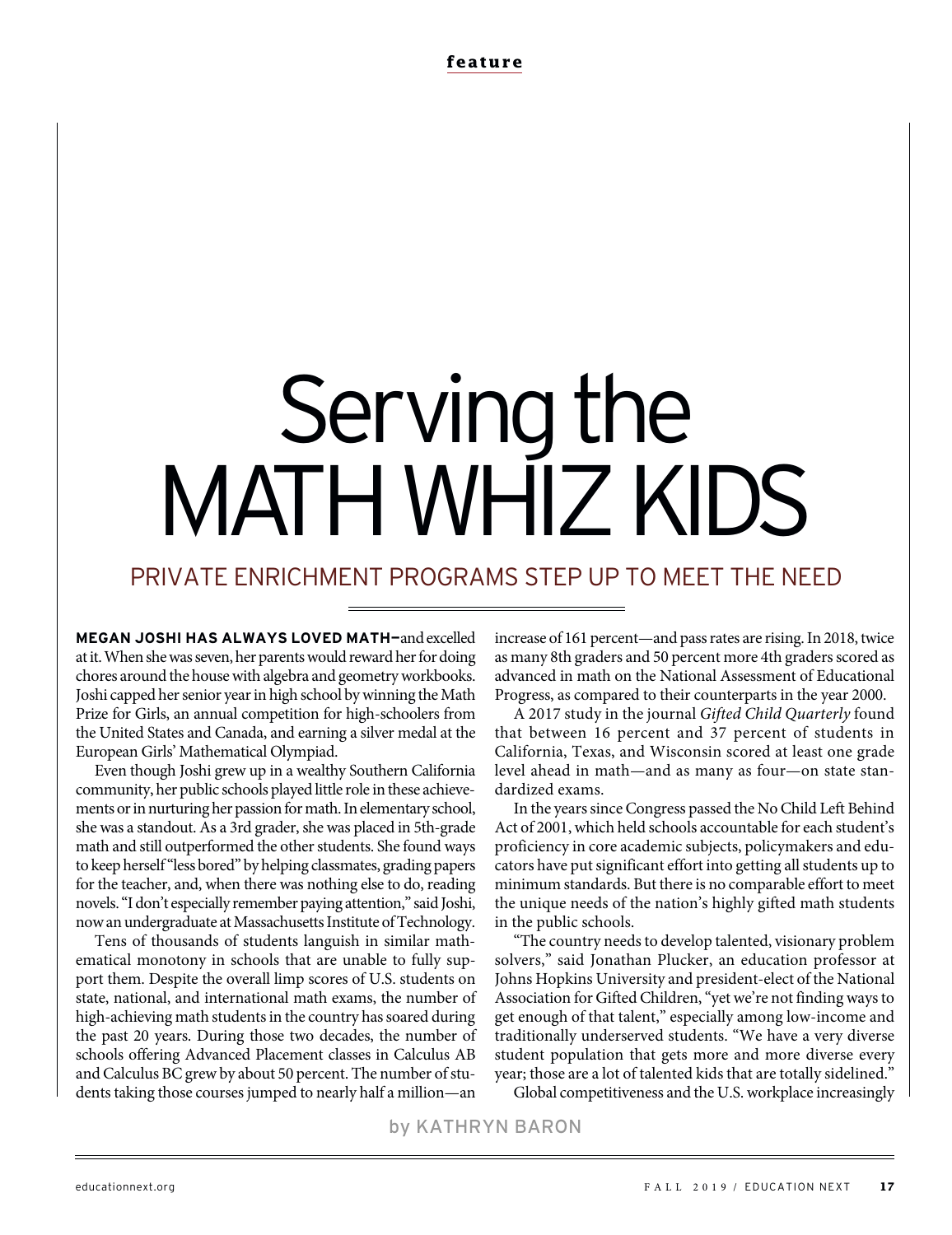feature

# Serving the MATH WHIZ KIDS

## PRIVATE ENRICHMENT PROGRAMS STEP UP TO MEET THE NEED

by KATHRYN BARON

**MEGAN JOSHI HAS ALWAYS LOVED MATH—** and excelled at it. When she was seven, her parents would reward her for doing chores around the house with algebra and geometry workbooks. Joshi capped her senior year in high school by winning the Math Prize for Girls, an annual competition for high-schoolers from the United States and Canada, and earning a silver medal at the European Girls' Mathematical Olympiad.

Even though Joshi grew up in a wealthy Southern California community, her public schools played little role in these achievements or in nurturing her passion for math. In elementary school, she was a standout. As a 3rd grader, she was placed in 5th-grade math and still outperformed the other students. She found ways to keep herself "less bored" by helping classmates, grading papers for the teacher, and, when there was nothing else to do, reading novels. "I don't especially remember paying attention," said Joshi, now an undergraduate at Massachusetts Institute of Technology.

Tens of thousands of students languish in similar mathematical monotony in schools that are unable to fully support them. Despite the overall limp scores of U.S. students on state, national, and international math exams, the number of high-achieving math students in the country has soared during the past 20 years. During those two decades, the number of schools offering Advanced Placement classes in Calculus AB and Calculus BC grew by about 50 percent. The number of students taking those courses jumped to nearly half a million—an increase of 161 percent—and pass rates are rising. In 2018, twice as many 8th graders and 50 percent more 4th graders scored as advanced in math on the National Assessment of Educational Progress, as compared to their counterparts in the year 2000.

A 2017 study in the journal *Gifted Child Quarterly* found that between 16 percent and 37 percent of students in California, Texas, and Wisconsin scored at least one grade level ahead in math—and as many as four—on state standardized exams.

In the years since Congress passed the No Child Left Behind Act of 2001, which held schools accountable for each student's proficiency in core academic subjects, policymakers and educators have put significant effort into getting all students up to minimum standards. But there is no comparable effort to meet the unique needs of the nation's highly gifted math students in the public schools.

"The country needs to develop talented, visionary problem solvers," said Jonathan Plucker, an education professor at Johns Hopkins University and president-elect of the National Association for Gifted Children, "yet we're not finding ways to get enough of that talent," especially among low-income and traditionally underserved students. "We have a very diverse student population that gets more and more diverse every year; those are a lot of talented kids that are totally sidelined."

Global competitiveness and the U.S. workplace increasingly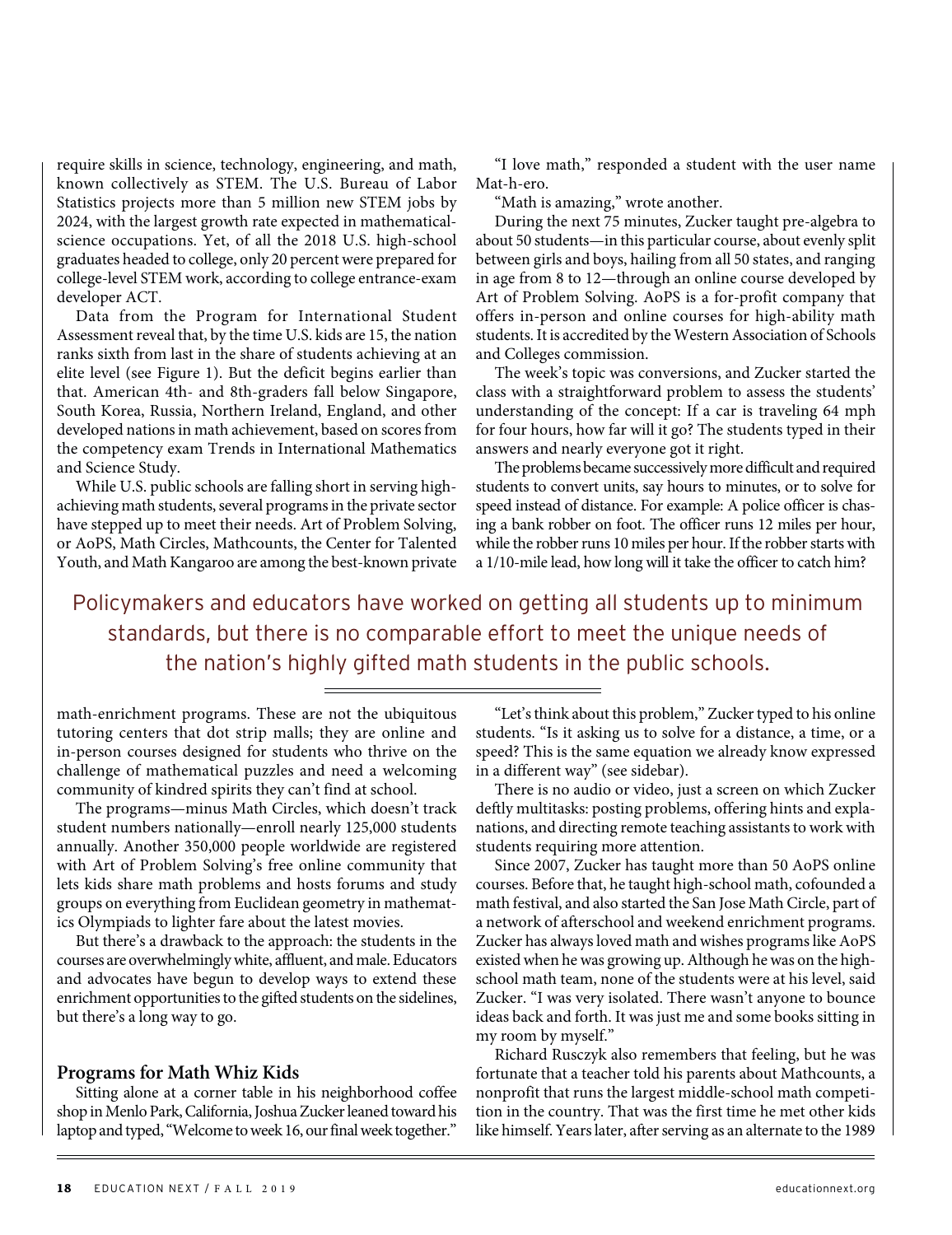require skills in science, technology, engineering, and math, known collectively as STEM. The U.S. Bureau of Labor Statistics projects more than 5 million new STEM jobs by 2024, with the largest growth rate expected in mathematical-science occupations. Yet, of all the 2018 U.S. high-school graduates headed to college, only 20 percent were prepared for college-level STEM work, according to college entrance-exam developer ACT.

Data from the Program for International Student Assessment reveal that, by the time U.S. kids are 15, the nation ranks sixth from last in the share of students achieving at an elite level (see Figure 1). But the deficit begins earlier than that. American 4th- and 8th-graders fall below Singapore, South Korea, Russia, Northern Ireland, England, and other developed nations in math achievement, based on scores from the competency exam Trends in International Mathematics and Science Study.

While U.S. public schools are falling short in serving high-achieving math students, several programs in the private sector have stepped up to meet their needs. Art of Problem Solving, or AoPS, Math Circles, Mathcounts, the Center for Talented Youth, and Math Kangaroo are among the best-known private math-enrichment programs. These are not the ubiquitous tutoring centers that dot strip malls; they are online and in-person courses designed for students who thrive on the challenge of mathematical puzzles and need a welcoming community of kindred spirits they can't find at school.

The programs—minus Math Circles, which doesn't track student numbers nationally—enroll nearly 125,000 students annually. Another 350,000 people worldwide are registered with Art of Problem Solving's free online community that lets kids share math problems and hosts forums and study groups on everything from Euclidean geometry in mathematics Olympiads to lighter fare about the latest movies.

But there's a drawback to the approach: the students in the courses are overwhelmingly white, affluent, and male. Educators and advocates have begun to develop ways to extend these enrichment opportunities to the gifted students on the sidelines, but there's a long way to go.

### Programs for Math Whiz Kids

Sitting alone at a corner table in his neighborhood coffee shop in Menlo Park, California, Joshua Zucker leaned toward his laptop and typed, "Welcome to week 16, our final week together."

"I love math," responded a student with the user name Mat-h-ero.

"Math is amazing," wrote another.

During the next 75 minutes, Zucker taught pre-algebra to about 50 students—in this particular course, about evenly split between girls and boys, hailing from all 50 states, and ranging in age from 8 to 12—through an online course developed by Art of Problem Solving. AoPS is a for-profit company that offers in-person and online courses for high-ability math students. It is accredited by the Western Association of Schools and Colleges commission.

The week's topic was conversions, and Zucker started the class with a straightforward problem to assess the students' understanding of the concept: If a car is traveling 64 mph for four hours, how far will it go? The students typed in their answers and nearly everyone got it right.

The problems became successively more difficult and required students to convert units, say hours to minutes, or to solve for speed instead of distance. For example: A police officer is chasing a bank robber on foot. The officer runs 12 miles per hour, while the robber runs 10 miles per hour. If the robber starts with a 1/10-mile lead, how long will it take the officer to catch him?

> Policymakers and educators have worked on getting all students up to minimum standards, but there is no comparable effort to meet the unique needs of the nation's highly gifted math students in the public schools.

"Let's think about this problem," Zucker typed to his online students. "Is it asking us to solve for a distance, a time, or a speed? This is the same equation we already know expressed in a different way" (see sidebar).

There is no audio or video, just a screen on which Zucker deftly multitasks: posting problems, offering hints and explanations, and directing remote teaching assistants to work with students requiring more attention.

Since 2007, Zucker has taught more than 50 AoPS online courses. Before that, he taught high-school math, cofounded a math festival, and also started the San Jose Math Circle, part of a network of afterschool and weekend enrichment programs. Zucker has always loved math and wishes programs like AoPS existed when he was growing up. Although he was on the high-school math team, none of the students were at his level, said Zucker. "I was very isolated. There wasn't anyone to bounce ideas back and forth. It was just me and some books sitting in my room by myself."

Richard Rusczyk also remembers that feeling, but he was fortunate that a teacher told his parents about Mathcounts, a nonprofit that runs the largest middle-school math competition in the country. That was the first time he met other kids like himself. Years later, after serving as an alternate to the 1989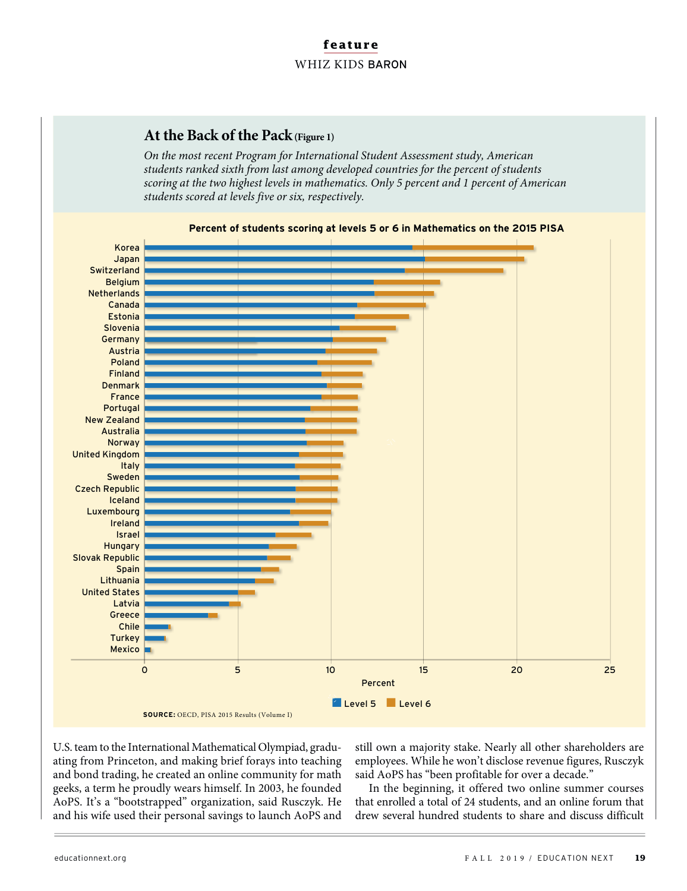## At the Back of the Pack (Figure 1)

*On the most recent Program for International Student Assessment study, American students ranked sixth from last among developed countries for the percent of students scoring at the two highest levels in mathematics. Only 5 percent and 1 percent of American students scored at levels five or six, respectively.*

**Percent of students scoring at levels 5 or 6 in Mathematics on the 2015 PISA**

Countries (in order shown): Korea, Japan, Switzerland, Belgium, Netherlands, Canada, Estonia, Slovenia, Germany, Austria, Poland, Finland, Denmark, France, Portugal, New Zealand, Australia, Norway, United Kingdom, Italy, Sweden, Czech Republic, Iceland, Luxembourg, Ireland, Israel, Hungary, Slovak Republic, Spain, Lithuania, United States, Latvia, Greece, Chile, Turkey, Mexico

Percent (axis: 0, 5, 10, 15, 20, 25)

Legend: Level 5, Level 6

**SOURCE:** OECD, PISA 2015 Results (Volume I)

U.S. team to the International Mathematical Olympiad, graduating from Princeton, and making brief forays into teaching and bond trading, he created an online community for math geeks, a term he proudly wears himself. In 2003, he founded AoPS. It's a "bootstrapped" organization, said Rusczyk. He and his wife used their personal savings to launch AoPS and still own a majority stake. Nearly all other shareholders are employees. While he won't disclose revenue figures, Rusczyk said AoPS has "been profitable for over a decade."

In the beginning, it offered two online summer courses that enrolled a total of 24 students, and an online forum that drew several hundred students to share and discuss difficult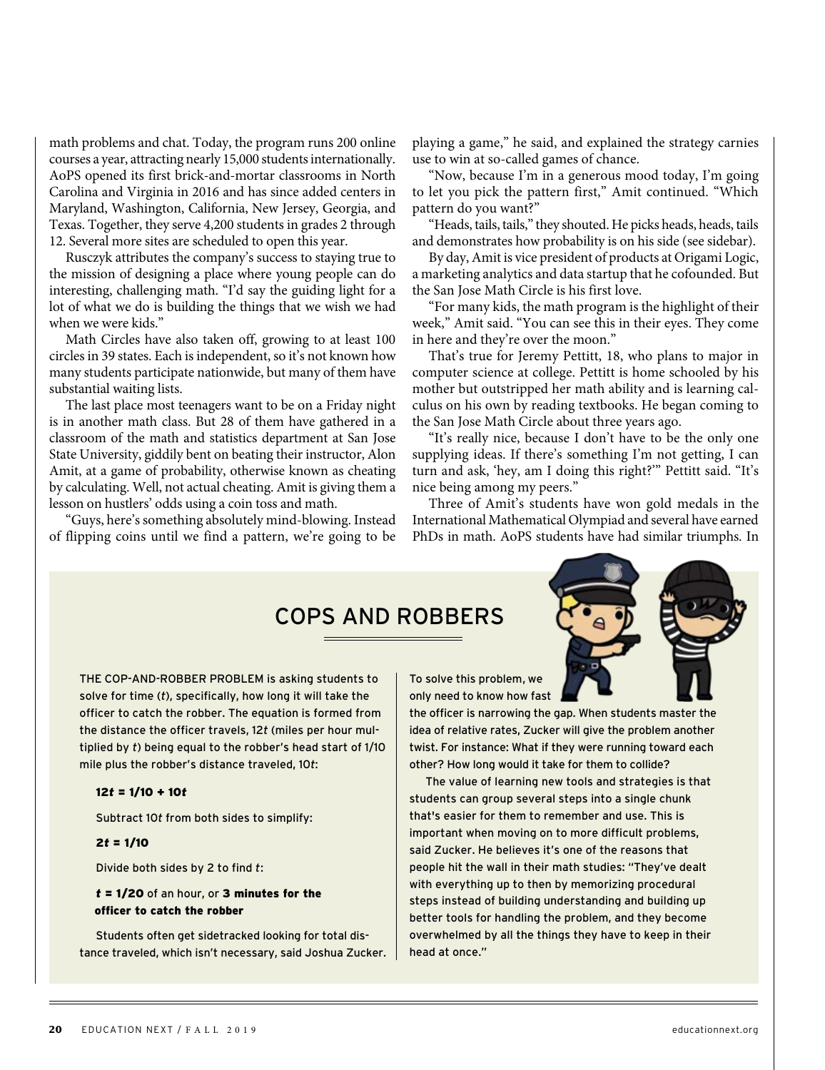math problems and chat. Today, the program runs 200 online courses a year, attracting nearly 15,000 students internationally. AoPS opened its first brick-and-mortar classrooms in North Carolina and Virginia in 2016 and has since added centers in Maryland, Washington, California, New Jersey, Georgia, and Texas. Together, they serve 4,200 students in grades 2 through 12. Several more sites are scheduled to open this year.

Rusczyk attributes the company's success to staying true to the mission of designing a place where young people can do interesting, challenging math. "I'd say the guiding light for a lot of what we do is building the things that we wish we had when we were kids."

Math Circles have also taken off, growing to at least 100 circles in 39 states. Each is independent, so it's not known how many students participate nationwide, but many of them have substantial waiting lists.

The last place most teenagers want to be on a Friday night is in another math class. But 28 of them have gathered in a classroom of the math and statistics department at San Jose State University, giddily bent on beating their instructor, Alon Amit, at a game of probability, otherwise known as cheating by calculating. Well, not actual cheating. Amit is giving them a lesson on hustlers' odds using a coin toss and math.

"Guys, here's something absolutely mind-blowing. Instead of flipping coins until we find a pattern, we're going to be playing a game," he said, and explained the strategy carnies use to win at so-called games of chance.

"Now, because I'm in a generous mood today, I'm going to let you pick the pattern first," Amit continued. "Which pattern do you want?"

"Heads, tails, tails," they shouted. He picks heads, heads, tails and demonstrates how probability is on his side (see sidebar).

By day, Amit is vice president of products at Origami Logic, a marketing analytics and data startup that he cofounded. But the San Jose Math Circle is his first love.

"For many kids, the math program is the highlight of their week," Amit said. "You can see this in their eyes. They come in here and they're over the moon."

That's true for Jeremy Pettitt, 18, who plans to major in computer science at college. Pettitt is home schooled by his mother but outstripped her math ability and is learning calculus on his own by reading textbooks. He began coming to the San Jose Math Circle about three years ago.

"It's really nice, because I don't have to be the only one supplying ideas. If there's something I'm not getting, I can turn and ask, 'hey, am I doing this right?'" Pettitt said. "It's nice being among my peers."

Three of Amit's students have won gold medals in the International Mathematical Olympiad and several have earned PhDs in math. AoPS students have had similar triumphs. In

## COPS AND ROBBERS

THE COP-AND-ROBBER PROBLEM is asking students to solve for time ($t$), specifically, how long it will take the officer to catch the robber. The equation is formed from the distance the officer travels, $12t$ (miles per hour multiplied by $t$) being equal to the robber's head start of 1/10 mile plus the robber's distance traveled, $10t$:

$$12t = 1/10 + 10t$$

Subtract $10t$ from both sides to simplify:

$$2t = 1/10$$

Divide both sides by 2 to find $t$:

**$t = 1/20$** of an hour, or **3 minutes for the officer to catch the robber**

Students often get sidetracked looking for total distance traveled, which isn't necessary, said Joshua Zucker. To solve this problem, we only need to know how fast the officer is narrowing the gap. When students master the idea of relative rates, Zucker will give the problem another twist. For instance: What if they were running toward each other? How long would it take for them to collide?

The value of learning new tools and strategies is that students can group several steps into a single chunk that's easier for them to remember and use. This is important when moving on to more difficult problems, said Zucker. He believes it's one of the reasons that people hit the wall in their math studies: "They've dealt with everything up to then by memorizing procedural steps instead of building understanding and building up better tools for handling the problem, and they become overwhelmed by all the things they have to keep in their head at once."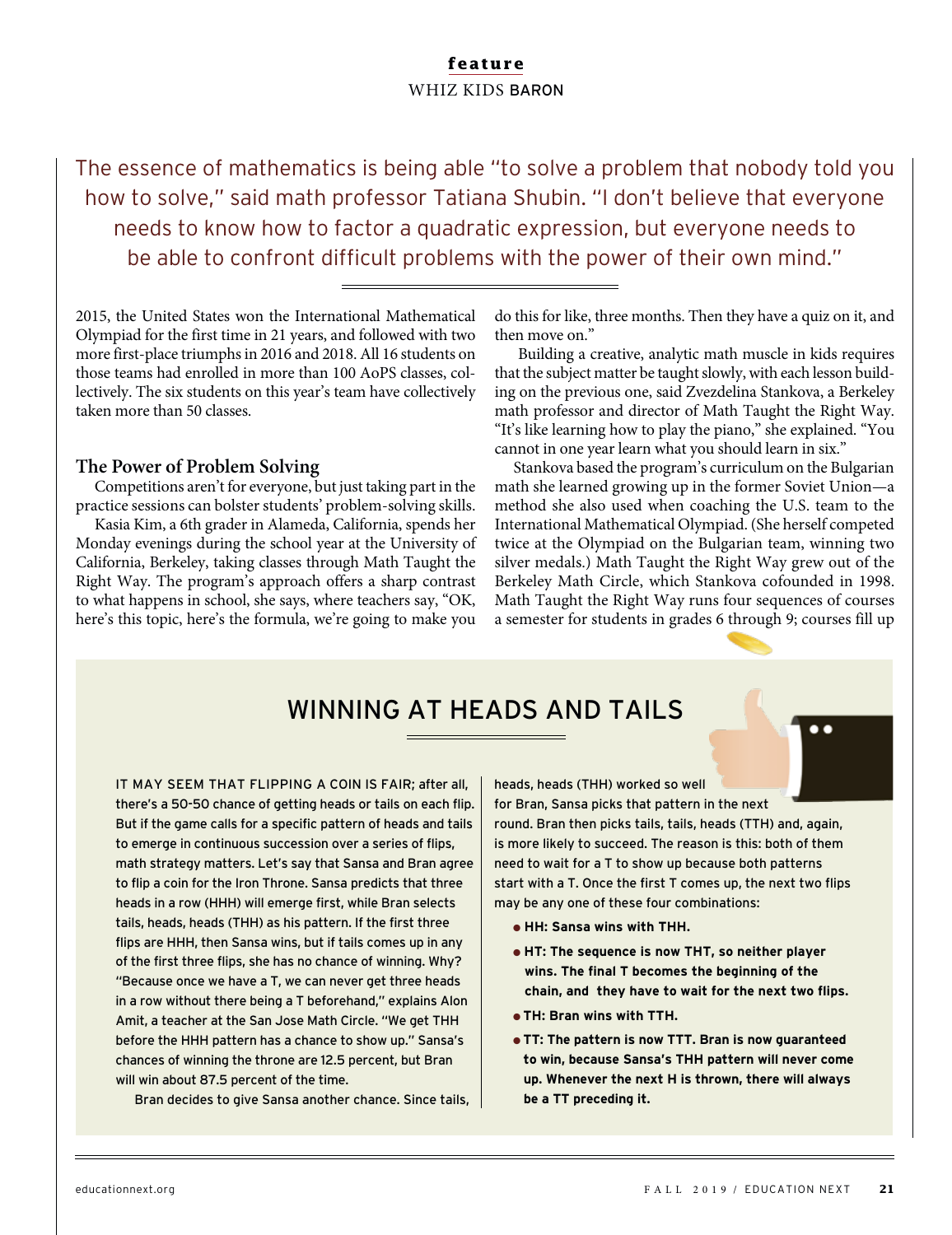The essence of mathematics is being able "to solve a problem that nobody told you how to solve," said math professor Tatiana Shubin. "I don't believe that everyone needs to know how to factor a quadratic expression, but everyone needs to be able to confront difficult problems with the power of their own mind."

2015, the United States won the International Mathematical Olympiad for the first time in 21 years, and followed with two more first-place triumphs in 2016 and 2018. All 16 students on those teams had enrolled in more than 100 AoPS classes, collectively. The six students on this year's team have collectively taken more than 50 classes.

## The Power of Problem Solving

Competitions aren't for everyone, but just taking part in the practice sessions can bolster students' problem-solving skills.

Kasia Kim, a 6th grader in Alameda, California, spends her Monday evenings during the school year at the University of California, Berkeley, taking classes through Math Taught the Right Way. The program's approach offers a sharp contrast to what happens in school, she says, where teachers say, "OK, here's this topic, here's the formula, we're going to make you do this for like, three months. Then they have a quiz on it, and then move on."

Building a creative, analytic math muscle in kids requires that the subject matter be taught slowly, with each lesson building on the previous one, said Zvezdelina Stankova, a Berkeley math professor and director of Math Taught the Right Way. "It's like learning how to play the piano," she explained. "You cannot in one year learn what you should learn in six."

Stankova based the program's curriculum on the Bulgarian math she learned growing up in the former Soviet Union—a method she also used when coaching the U.S. team to the International Mathematical Olympiad. (She herself competed twice at the Olympiad on the Bulgarian team, winning two silver medals.) Math Taught the Right Way grew out of the Berkeley Math Circle, which Stankova cofounded in 1998. Math Taught the Right Way runs four sequences of courses a semester for students in grades 6 through 9; courses fill up

## WINNING AT HEADS AND TAILS

IT MAY SEEM THAT FLIPPING A COIN IS FAIR; after all, there's a 50-50 chance of getting heads or tails on each flip. But if the game calls for a specific pattern of heads and tails to emerge in continuous succession over a series of flips, math strategy matters. Let's say that Sansa and Bran agree to flip a coin for the Iron Throne. Sansa predicts that three heads in a row (HHH) will emerge first, while Bran selects tails, heads, heads (THH) as his pattern. If the first three flips are HHH, then Sansa wins, but if tails comes up in any of the first three flips, she has no chance of winning. Why? "Because once we have a T, we can never get three heads in a row without there being a T beforehand," explains Alon Amit, a teacher at the San Jose Math Circle. "We get THH before the HHH pattern has a chance to show up." Sansa's chances of winning the throne are 12.5 percent, but Bran will win about 87.5 percent of the time.

Bran decides to give Sansa another chance. Since tails, heads, heads (THH) worked so well for Bran, Sansa picks that pattern in the next round. Bran then picks tails, tails, heads (TTH) and, again, is more likely to succeed. The reason is this: both of them need to wait for a T to show up because both patterns start with a T. Once the first T comes up, the next two flips may be any one of these four combinations:

- **HH: Sansa wins with THH.**
- **HT: The sequence is now THT, so neither player wins. The final T becomes the beginning of the chain, and they have to wait for the next two flips.**
- **TH: Bran wins with TTH.**
- **TT: The pattern is now TTT. Bran is now guaranteed to win, because Sansa's THH pattern will never come up. Whenever the next H is thrown, there will always be a TT preceding it.**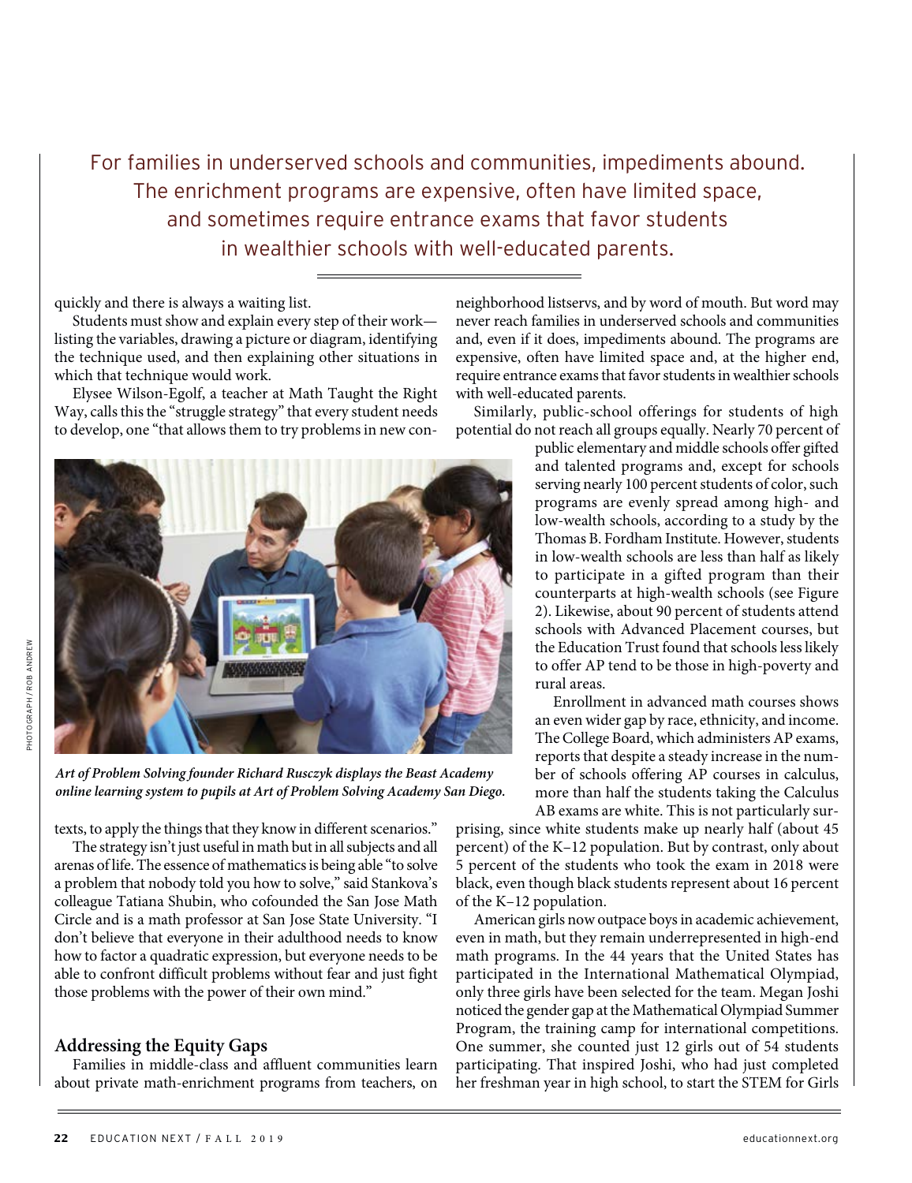For families in underserved schools and communities, impediments abound. The enrichment programs are expensive, often have limited space, and sometimes require entrance exams that favor students in wealthier schools with well-educated parents.

quickly and there is always a waiting list.

Students must show and explain every step of their work—listing the variables, drawing a picture or diagram, identifying the technique used, and then explaining other situations in which that technique would work.

Elysee Wilson-Egolf, a teacher at Math Taught the Right Way, calls this the "struggle strategy" that every student needs to develop, one "that allows them to try problems in new contexts, to apply the things that they know in different scenarios."

*Art of Problem Solving founder Richard Rusczyk displays the Beast Academy online learning system to pupils at Art of Problem Solving Academy San Diego.*

The strategy isn't just useful in math but in all subjects and all arenas of life. The essence of mathematics is being able "to solve a problem that nobody told you how to solve," said Stankova's colleague Tatiana Shubin, who cofounded the San Jose Math Circle and is a math professor at San Jose State University. "I don't believe that everyone in their adulthood needs to know how to factor a quadratic expression, but everyone needs to be able to confront difficult problems without fear and just fight those problems with the power of their own mind."

## Addressing the Equity Gaps

Families in middle-class and affluent communities learn about private math-enrichment programs from teachers, on neighborhood listservs, and by word of mouth. But word may never reach families in underserved schools and communities and, even if it does, impediments abound. The programs are expensive, often have limited space and, at the higher end, require entrance exams that favor students in wealthier schools with well-educated parents.

Similarly, public-school offerings for students of high potential do not reach all groups equally. Nearly 70 percent of public elementary and middle schools offer gifted and talented programs and, except for schools serving nearly 100 percent students of color, such programs are evenly spread among high- and low-wealth schools, according to a study by the Thomas B. Fordham Institute. However, students in low-wealth schools are less than half as likely to participate in a gifted program than their counterparts at high-wealth schools (see Figure 2). Likewise, about 90 percent of students attend schools with Advanced Placement courses, but the Education Trust found that schools less likely to offer AP tend to be those in high-poverty and rural areas.

Enrollment in advanced math courses shows an even wider gap by race, ethnicity, and income. The College Board, which administers AP exams, reports that despite a steady increase in the number of schools offering AP courses in calculus, more than half the students taking the Calculus AB exams are white. This is not particularly surprising, since white students make up nearly half (about 45 percent) of the K–12 population. But by contrast, only about 5 percent of the students who took the exam in 2018 were black, even though black students represent about 16 percent of the K–12 population.

American girls now outpace boys in academic achievement, even in math, but they remain underrepresented in high-end math programs. In the 44 years that the United States has participated in the International Mathematical Olympiad, only three girls have been selected for the team. Megan Joshi noticed the gender gap at the Mathematical Olympiad Summer Program, the training camp for international competitions. One summer, she counted just 12 girls out of 54 students participating. That inspired Joshi, who had just completed her freshman year in high school, to start the STEM for Girls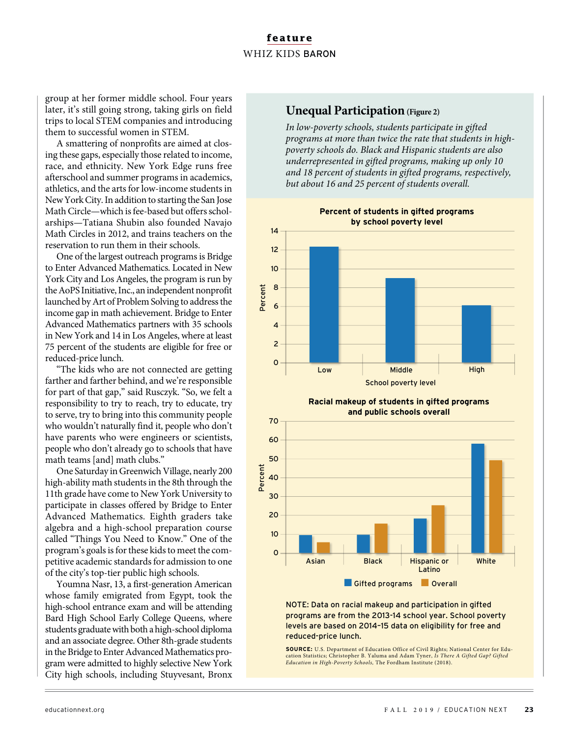group at her former middle school. Four years later, it's still going strong, taking girls on field trips to local STEM companies and introducing them to successful women in STEM.

A smattering of nonprofits are aimed at closing these gaps, especially those related to income, race, and ethnicity. New York Edge runs free afterschool and summer programs in academics, athletics, and the arts for low-income students in New York City. In addition to starting the San Jose Math Circle—which is fee-based but offers scholarships—Tatiana Shubin also founded Navajo Math Circles in 2012, and trains teachers on the reservation to run them in their schools.

One of the largest outreach programs is Bridge to Enter Advanced Mathematics. Located in New York City and Los Angeles, the program is run by the AoPS Initiative, Inc., an independent nonprofit launched by Art of Problem Solving to address the income gap in math achievement. Bridge to Enter Advanced Mathematics partners with 35 schools in New York and 14 in Los Angeles, where at least 75 percent of the students are eligible for free or reduced-price lunch.

"The kids who are not connected are getting farther and farther behind, and we're responsible for part of that gap," said Rusczyk. "So, we felt a responsibility to try to reach, try to educate, try to serve, try to bring into this community people who wouldn't naturally find it, people who don't have parents who were engineers or scientists, people who don't already go to schools that have math teams [and] math clubs."

One Saturday in Greenwich Village, nearly 200 high-ability math students in the 8th through the 11th grade have come to New York University to participate in classes offered by Bridge to Enter Advanced Mathematics. Eighth graders take algebra and a high-school preparation course called "Things You Need to Know." One of the program's goals is for these kids to meet the competitive academic standards for admission to one of the city's top-tier public high schools.

Youmna Nasr, 13, a first-generation American whose family emigrated from Egypt, took the high-school entrance exam and will be attending Bard High School Early College Queens, where students graduate with both a high-school diploma and an associate degree. Other 8th-grade students in the Bridge to Enter Advanced Mathematics program were admitted to highly selective New York City high schools, including Stuyvesant, Bronx

## Unequal Participation (Figure 2)

*In low-poverty schools, students participate in gifted programs at more than twice the rate that students in high-poverty schools do. Black and Hispanic students are also underrepresented in gifted programs, making up only 10 and 18 percent of students in gifted programs, respectively, but about 16 and 25 percent of students overall.*

**Percent of students in gifted programs by school poverty level**

| School poverty level | Percent |
|---|---|
| Low | ~12.3 |
| Middle | ~9 |
| High | ~6 |

**Racial makeup of students in gifted programs and public schools overall**

| | Gifted programs | Overall |
|---|---|---|
| Asian | ~10 | ~6 |
| Black | ~10 | ~16 |
| Hispanic or Latino | ~18 | ~25 |
| White | ~58 | ~49 |

NOTE: Data on racial makeup and participation in gifted programs are from the 2013-14 school year. School poverty levels are based on 2014–15 data on eligibility for free and reduced-price lunch.

**SOURCE:** U.S. Department of Education Office of Civil Rights; National Center for Education Statistics; Christopher B. Yaluma and Adam Tyner, *Is There A Gifted Gap? Gifted Education in High-Poverty Schools,* The Fordham Institute (2018).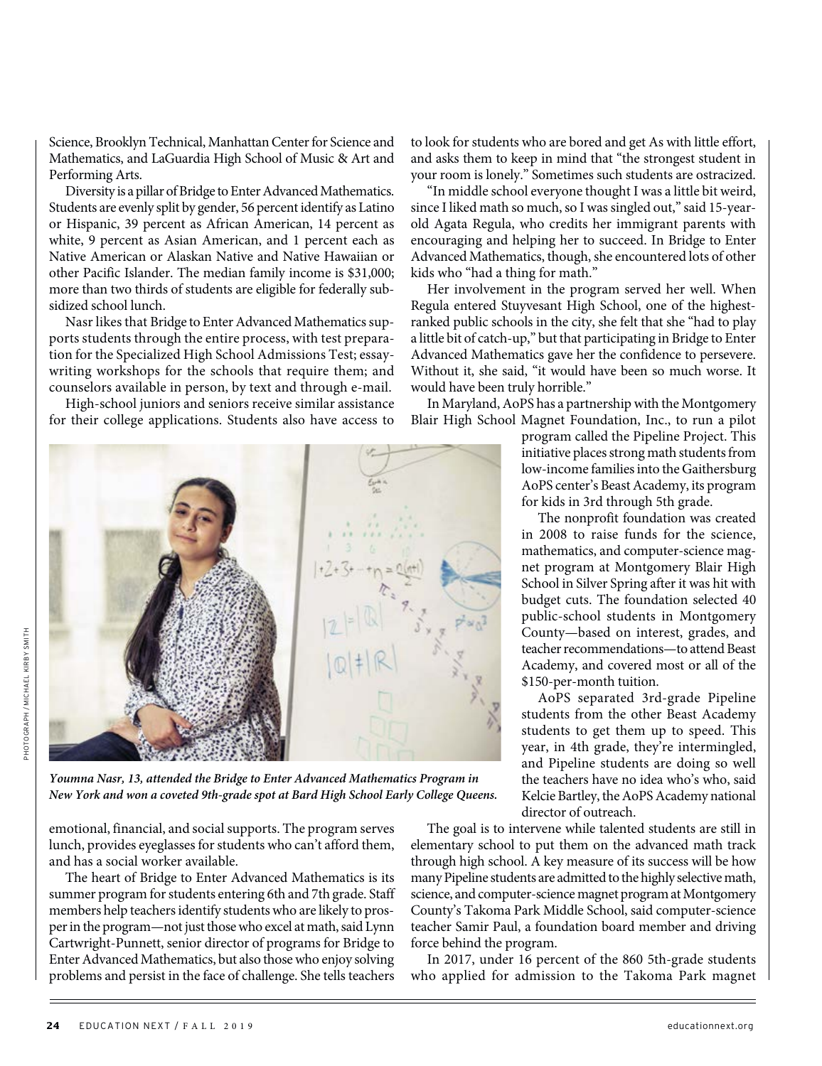Science, Brooklyn Technical, Manhattan Center for Science and Mathematics, and LaGuardia High School of Music & Art and Performing Arts.

Diversity is a pillar of Bridge to Enter Advanced Mathematics. Students are evenly split by gender, 56 percent identify as Latino or Hispanic, 39 percent as African American, 14 percent as white, 9 percent as Asian American, and 1 percent each as Native American or Alaskan Native and Native Hawaiian or other Pacific Islander. The median family income is $31,000; more than two thirds of students are eligible for federally subsidized school lunch.

Nasr likes that Bridge to Enter Advanced Mathematics supports students through the entire process, with test preparation for the Specialized High School Admissions Test; essay-writing workshops for the schools that require them; and counselors available in person, by text and through e-mail.

High-school juniors and seniors receive similar assistance for their college applications. Students also have access to emotional, financial, and social supports. The program serves lunch, provides eyeglasses for students who can't afford them, and has a social worker available.

*Youmna Nasr, 13, attended the Bridge to Enter Advanced Mathematics Program in New York and won a coveted 9th-grade spot at Bard High School Early College Queens.*

The heart of Bridge to Enter Advanced Mathematics is its summer program for students entering 6th and 7th grade. Staff members help teachers identify students who are likely to prosper in the program—not just those who excel at math, said Lynn Cartwright-Punnett, senior director of programs for Bridge to Enter Advanced Mathematics, but also those who enjoy solving problems and persist in the face of challenge. She tells teachers to look for students who are bored and get As with little effort, and asks them to keep in mind that "the strongest student in your room is lonely." Sometimes such students are ostracized.

"In middle school everyone thought I was a little bit weird, since I liked math so much, so I was singled out," said 15-year-old Agata Regula, who credits her immigrant parents with encouraging and helping her to succeed. In Bridge to Enter Advanced Mathematics, though, she encountered lots of other kids who "had a thing for math."

Her involvement in the program served her well. When Regula entered Stuyvesant High School, one of the highest-ranked public schools in the city, she felt that she "had to play a little bit of catch-up," but that participating in Bridge to Enter Advanced Mathematics gave her the confidence to persevere. Without it, she said, "it would have been so much worse. It would have been truly horrible."

In Maryland, AoPS has a partnership with the Montgomery Blair High School Magnet Foundation, Inc., to run a pilot program called the Pipeline Project. This initiative places strong math students from low-income families into the Gaithersburg AoPS center's Beast Academy, its program for kids in 3rd through 5th grade.

The nonprofit foundation was created in 2008 to raise funds for the science, mathematics, and computer-science magnet program at Montgomery Blair High School in Silver Spring after it was hit with budget cuts. The foundation selected 40 public-school students in Montgomery County—based on interest, grades, and teacher recommendations—to attend Beast Academy, and covered most or all of the $150-per-month tuition.

AoPS separated 3rd-grade Pipeline students from the other Beast Academy students to get them up to speed. This year, in 4th grade, they're intermingled, and Pipeline students are doing so well the teachers have no idea who's who, said Kelcie Bartley, the AoPS Academy national director of outreach.

The goal is to intervene while talented students are still in elementary school to put them on the advanced math track through high school. A key measure of its success will be how many Pipeline students are admitted to the highly selective math, science, and computer-science magnet program at Montgomery County's Takoma Park Middle School, said computer-science teacher Samir Paul, a foundation board member and driving force behind the program.

In 2017, under 16 percent of the 860 5th-grade students who applied for admission to the Takoma Park magnet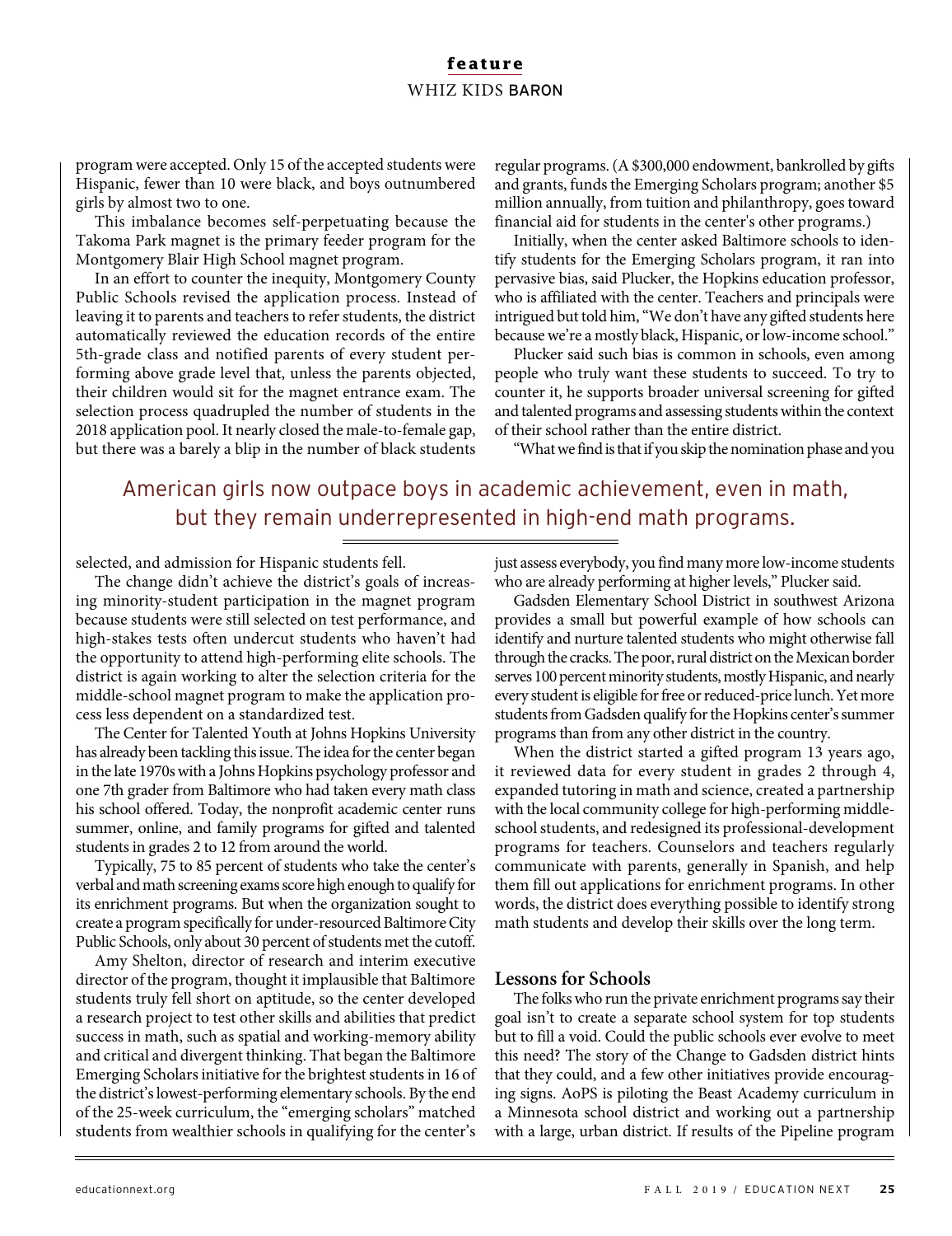program were accepted. Only 15 of the accepted students were Hispanic, fewer than 10 were black, and boys outnumbered girls by almost two to one.

This imbalance becomes self-perpetuating because the Takoma Park magnet is the primary feeder program for the Montgomery Blair High School magnet program.

In an effort to counter the inequity, Montgomery County Public Schools revised the application process. Instead of leaving it to parents and teachers to refer students, the district automatically reviewed the education records of the entire 5th-grade class and notified parents of every student performing above grade level that, unless the parents objected, their children would sit for the magnet entrance exam. The selection process quadrupled the number of students in the 2018 application pool. It nearly closed the male-to-female gap, but there was a barely a blip in the number of black students selected, and admission for Hispanic students fell.

The change didn't achieve the district's goals of increasing minority-student participation in the magnet program because students were still selected on test performance, and high-stakes tests often undercut students who haven't had the opportunity to attend high-performing elite schools. The district is again working to alter the selection criteria for the middle-school magnet program to make the application process less dependent on a standardized test.

The Center for Talented Youth at Johns Hopkins University has already been tackling this issue. The idea for the center began in the late 1970s with a Johns Hopkins psychology professor and one 7th grader from Baltimore who had taken every math class his school offered. Today, the nonprofit academic center runs summer, online, and family programs for gifted and talented students in grades 2 to 12 from around the world.

Typically, 75 to 85 percent of students who take the center's verbal and math screening exams score high enough to qualify for its enrichment programs. But when the organization sought to create a program specifically for under-resourced Baltimore City Public Schools, only about 30 percent of students met the cutoff.

Amy Shelton, director of research and interim executive director of the program, thought it implausible that Baltimore students truly fell short on aptitude, so the center developed a research project to test other skills and abilities that predict success in math, such as spatial and working-memory ability and critical and divergent thinking. That began the Baltimore Emerging Scholars initiative for the brightest students in 16 of the district's lowest-performing elementary schools. By the end of the 25-week curriculum, the "emerging scholars" matched students from wealthier schools in qualifying for the center's regular programs. (A $300,000 endowment, bankrolled by gifts and grants, funds the Emerging Scholars program; another $5 million annually, from tuition and philanthropy, goes toward financial aid for students in the center's other programs.)

Initially, when the center asked Baltimore schools to identify students for the Emerging Scholars program, it ran into pervasive bias, said Plucker, the Hopkins education professor, who is affiliated with the center. Teachers and principals were intrigued but told him, "We don't have any gifted students here because we're a mostly black, Hispanic, or low-income school."

Plucker said such bias is common in schools, even among people who truly want these students to succeed. To try to counter it, he supports broader universal screening for gifted and talented programs and assessing students within the context of their school rather than the entire district.

"What we find is that if you skip the nomination phase and you just assess everybody, you find many more low-income students who are already performing at higher levels," Plucker said.

> American girls now outpace boys in academic achievement, even in math, but they remain underrepresented in high-end math programs.

Gadsden Elementary School District in southwest Arizona provides a small but powerful example of how schools can identify and nurture talented students who might otherwise fall through the cracks. The poor, rural district on the Mexican border serves 100 percent minority students, mostly Hispanic, and nearly every student is eligible for free or reduced-price lunch. Yet more students from Gadsden qualify for the Hopkins center's summer programs than from any other district in the country.

When the district started a gifted program 13 years ago, it reviewed data for every student in grades 2 through 4, expanded tutoring in math and science, created a partnership with the local community college for high-performing middle-school students, and redesigned its professional-development programs for teachers. Counselors and teachers regularly communicate with parents, generally in Spanish, and help them fill out applications for enrichment programs. In other words, the district does everything possible to identify strong math students and develop their skills over the long term.

## Lessons for Schools

The folks who run the private enrichment programs say their goal isn't to create a separate school system for top students but to fill a void. Could the public schools ever evolve to meet this need? The story of the Change to Gadsden district hints that they could, and a few other initiatives provide encouraging signs. AoPS is piloting the Beast Academy curriculum in a Minnesota school district and working out a partnership with a large, urban district. If results of the Pipeline program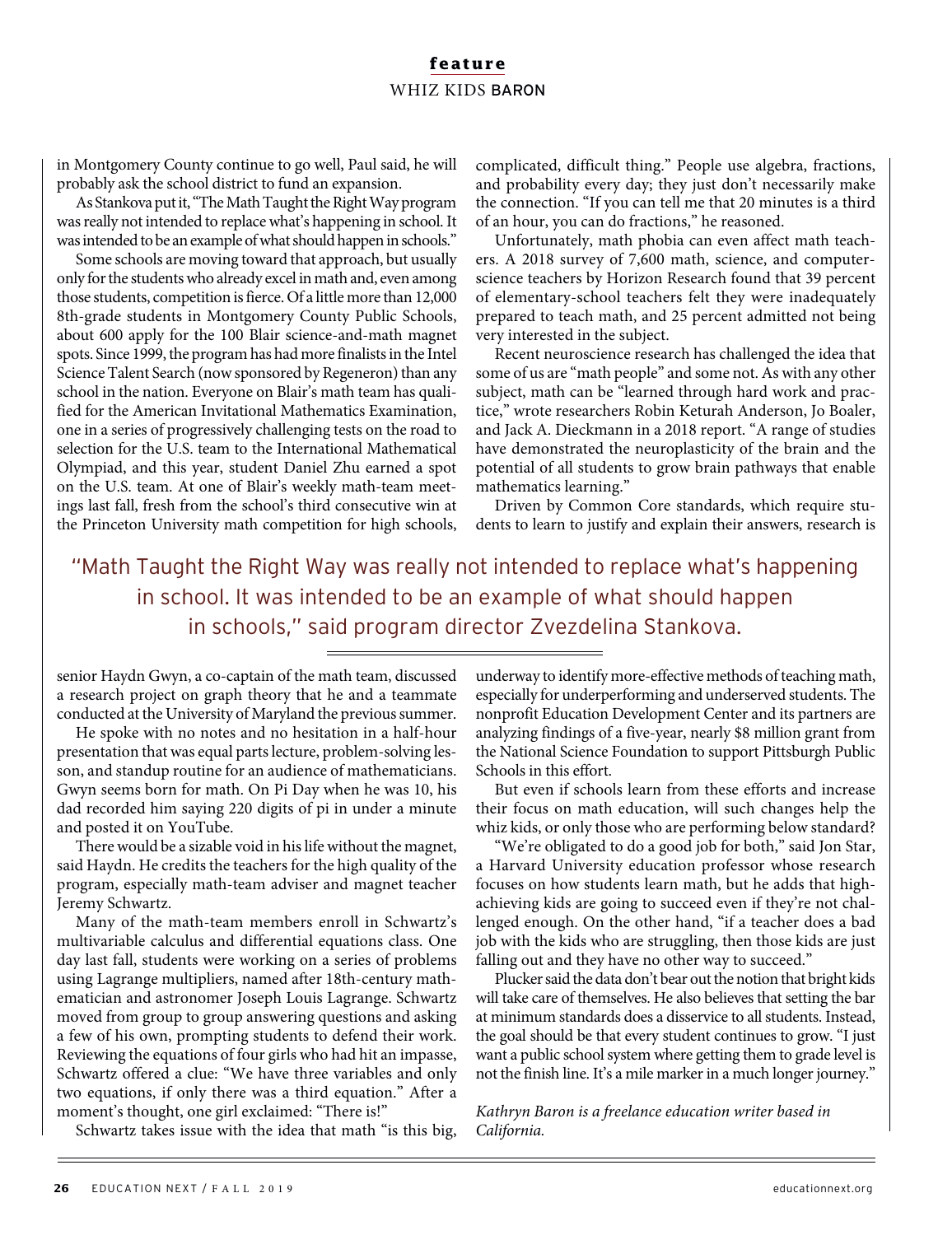in Montgomery County continue to go well, Paul said, he will probably ask the school district to fund an expansion.

As Stankova put it, "The Math Taught the Right Way program was really not intended to replace what's happening in school. It was intended to be an example of what should happen in schools."

Some schools are moving toward that approach, but usually only for the students who already excel in math and, even among those students, competition is fierce. Of a little more than 12,000 8th-grade students in Montgomery County Public Schools, about 600 apply for the 100 Blair science-and-math magnet spots. Since 1999, the program has had more finalists in the Intel Science Talent Search (now sponsored by Regeneron) than any school in the nation. Everyone on Blair's math team has qualified for the American Invitational Mathematics Examination, one in a series of progressively challenging tests on the road to selection for the U.S. team to the International Mathematical Olympiad, and this year, student Daniel Zhu earned a spot on the U.S. team. At one of Blair's weekly math-team meetings last fall, fresh from the school's third consecutive win at the Princeton University math competition for high schools, senior Haydn Gwyn, a co-captain of the math team, discussed a research project on graph theory that he and a teammate conducted at the University of Maryland the previous summer.

He spoke with no notes and no hesitation in a half-hour presentation that was equal parts lecture, problem-solving lesson, and standup routine for an audience of mathematicians. Gwyn seems born for math. On Pi Day when he was 10, his dad recorded him saying 220 digits of pi in under a minute and posted it on YouTube.

There would be a sizable void in his life without the magnet, said Haydn. He credits the teachers for the high quality of the program, especially math-team adviser and magnet teacher Jeremy Schwartz.

Many of the math-team members enroll in Schwartz's multivariable calculus and differential equations class. One day last fall, students were working on a series of problems using Lagrange multipliers, named after 18th-century mathematician and astronomer Joseph Louis Lagrange. Schwartz moved from group to group answering questions and asking a few of his own, prompting students to defend their work. Reviewing the equations of four girls who had hit an impasse, Schwartz offered a clue: "We have three variables and only two equations, if only there was a third equation." After a moment's thought, one girl exclaimed: "There is!"

Schwartz takes issue with the idea that math "is this big, complicated, difficult thing." People use algebra, fractions, and probability every day; they just don't necessarily make the connection. "If you can tell me that 20 minutes is a third of an hour, you can do fractions," he reasoned.

Unfortunately, math phobia can even affect math teachers. A 2018 survey of 7,600 math, science, and computer-science teachers by Horizon Research found that 39 percent of elementary-school teachers felt they were inadequately prepared to teach math, and 25 percent admitted not being very interested in the subject.

Recent neuroscience research has challenged the idea that some of us are "math people" and some not. As with any other subject, math can be "learned through hard work and practice," wrote researchers Robin Keturah Anderson, Jo Boaler, and Jack A. Dieckmann in a 2018 report. "A range of studies have demonstrated the neuroplasticity of the brain and the potential of all students to grow brain pathways that enable mathematics learning."

Driven by Common Core standards, which require students to learn to justify and explain their answers, research is underway to identify more-effective methods of teaching math, especially for underperforming and underserved students. The nonprofit Education Development Center and its partners are analyzing findings of a five-year, nearly $8 million grant from the National Science Foundation to support Pittsburgh Public Schools in this effort.

> "Math Taught the Right Way was really not intended to replace what's happening in school. It was intended to be an example of what should happen in schools," said program director Zvezdelina Stankova.

But even if schools learn from these efforts and increase their focus on math education, will such changes help the whiz kids, or only those who are performing below standard?

"We're obligated to do a good job for both," said Jon Star, a Harvard University education professor whose research focuses on how students learn math, but he adds that high-achieving kids are going to succeed even if they're not challenged enough. On the other hand, "if a teacher does a bad job with the kids who are struggling, then those kids are just falling out and they have no other way to succeed."

Plucker said the data don't bear out the notion that bright kids will take care of themselves. He also believes that setting the bar at minimum standards does a disservice to all students. Instead, the goal should be that every student continues to grow. "I just want a public school system where getting them to grade level is not the finish line. It's a mile marker in a much longer journey."

*Kathryn Baron is a freelance education writer based in California.*